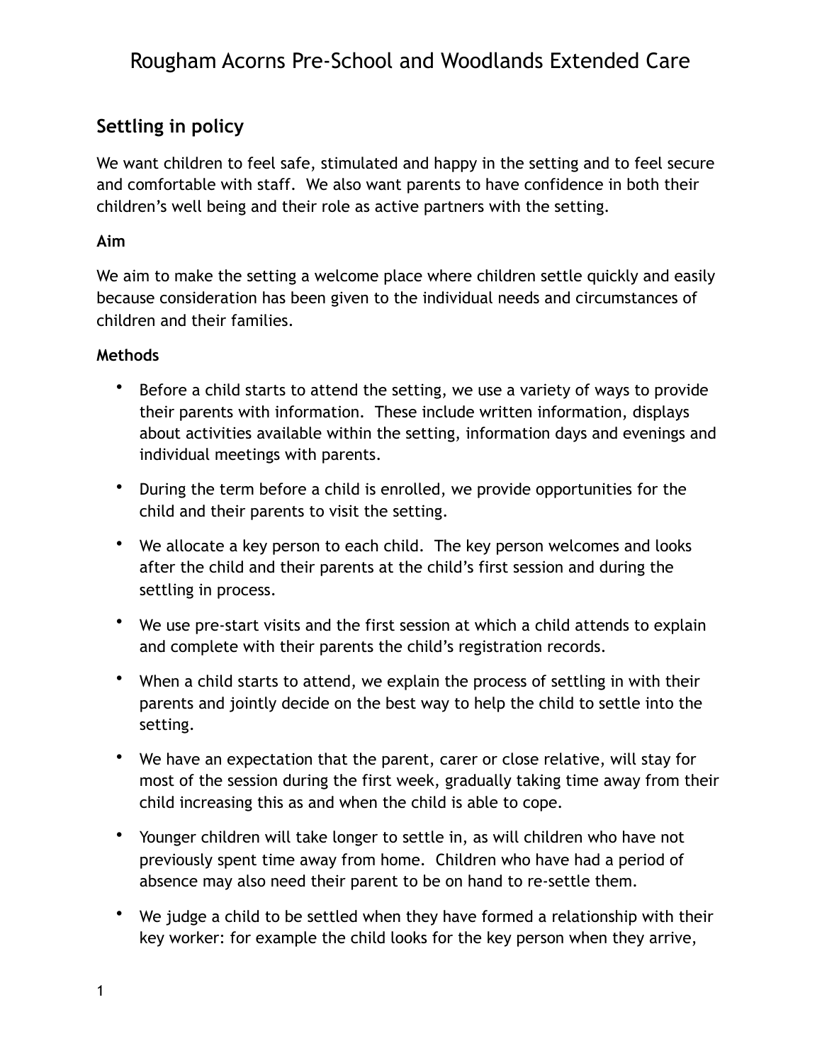# Rougham Acorns Pre-School and Woodlands Extended Care

## Settling in policy

We want children to feel safe, stimulated and happy in the setting and to feel secure and comfortable with staff. We also want parents to have confidence in both their children's well being and their role as active partners with the setting.

**Aim**

We aim to make the setting a welcome place where children settle quickly and easily because consideration has been given to the individual needs and circumstances of children and their families.

**Methods**

- Before a child starts to attend the setting, we use a variety of ways to provide their parents with information. These include written information, displays about activities available within the setting, information days and evenings and individual meetings with parents.
- During the term before a child is enrolled, we provide opportunities for the child and their parents to visit the setting.
- We allocate a key person to each child. The key person welcomes and looks after the child and their parents at the child's first session and during the settling in process.
- We use pre-start visits and the first session at which a child attends to explain and complete with their parents the child's registration records.
- When a child starts to attend, we explain the process of settling in with their parents and jointly decide on the best way to help the child to settle into the setting.
- We have an expectation that the parent, carer or close relative, will stay for most of the session during the first week, gradually taking time away from their child increasing this as and when the child is able to cope.
- Younger children will take longer to settle in, as will children who have not previously spent time away from home. Children who have had a period of absence may also need their parent to be on hand to re-settle them.
- We judge a child to be settled when they have formed a relationship with their key worker: for example the child looks for the key person when they arrive,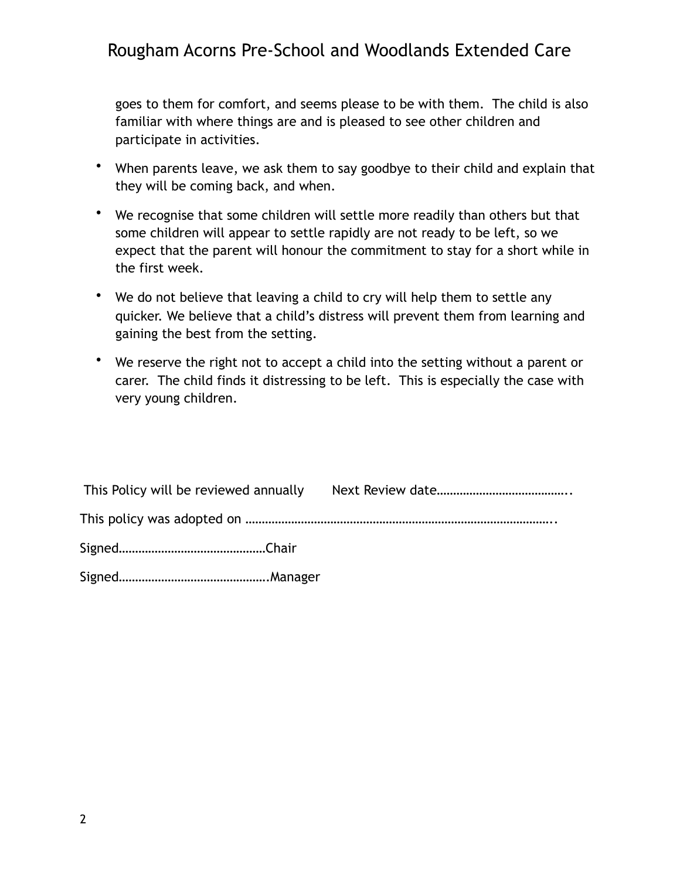goes to them for comfort, and seems please to be with them. The child is also familiar with where things are and is pleased to see other children and participate in activities.

- When parents leave, we ask them to say goodbye to their child and explain that they will be coming back, and when.
- We recognise that some children will settle more readily than others but that some children will appear to settle rapidly are not ready to be left, so we expect that the parent will honour the commitment to stay for a short while in the first week.
- We do not believe that leaving a child to cry will help them to settle any quicker. We believe that a child's distress will prevent them from learning and gaining the best from the setting.
- We reserve the right not to accept a child into the setting without a parent or carer. The child finds it distressing to be left. This is especially the case with very young children.

This Policy will be reviewed annually  Next Review date…………………………………..

This policy was adopted on ………………………………………………………………………………..

Signed………………………………………Chair

Signed……………………………………….Manager